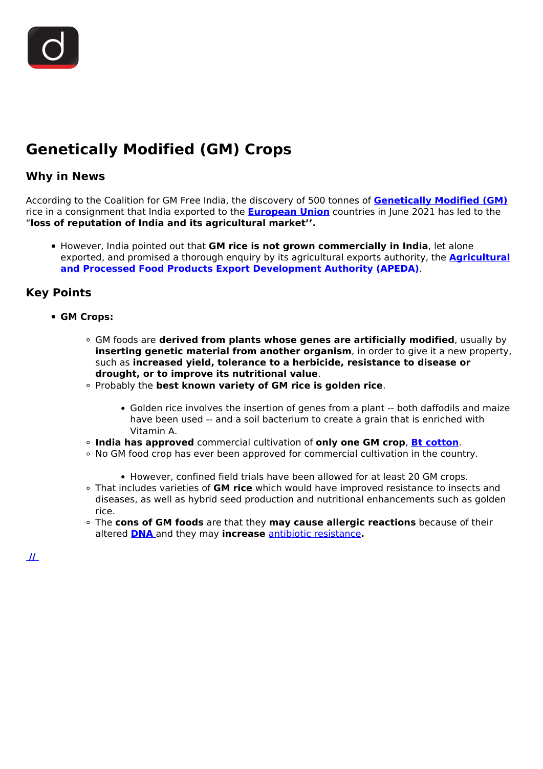# Genetically Modified (GM) Crops

## Why in News

According to the Coalition for GM Free India, the discovery of 500 tonnes of **Genetically Modified (GM)** rice in a consignment that India exported to the **European Union** countries in June 2021 has led to the "**loss of reputation of India and its agricultural market''.**

- However, India pointed out that **GM rice is not grown commercially in India**, let alone exported, and promised a thorough enquiry by its agricultural exports authority, the **Agricultural and Processed Food Products Export Development Authority (APEDA)**.

## Key Points

- **GM Crops:**
  - GM foods are **derived from plants whose genes are artificially modified**, usually by **inserting genetic material from another organism**, in order to give it a new property, such as **increased yield, tolerance to a herbicide, resistance to disease or drought, or to improve its nutritional value**.
  - Probably the **best known variety of GM rice is golden rice**.
    - Golden rice involves the insertion of genes from a plant -- both daffodils and maize have been used -- and a soil bacterium to create a grain that is enriched with Vitamin A.
  - **India has approved** commercial cultivation of **only one GM crop**, **Bt cotton**.
  - No GM food crop has ever been approved for commercial cultivation in the country.
    - However, confined field trials have been allowed for at least 20 GM crops.
  - That includes varieties of **GM rice** which would have improved resistance to insects and diseases, as well as hybrid seed production and nutritional enhancements such as golden rice.
  - The **cons of GM foods** are that they **may cause allergic reactions** because of their altered **DNA** and they may **increase** antibiotic resistance**.**

//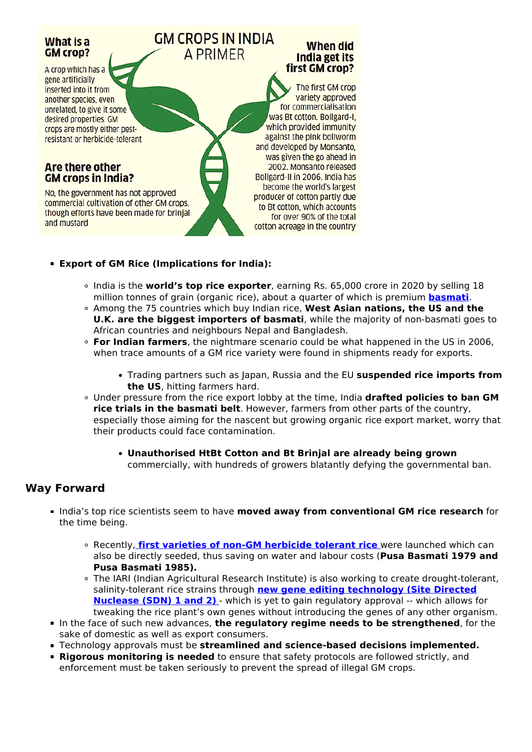## GM CROPS IN INDIA A PRIMER

**What is a GM crop?**

A crop which has a gene artificially inserted into it from another species, even unrelated, to give it some desired properties. GM crops are mostly either pest-resistant or herbicide-tolerant

**Are there other GM crops in India?**

No, the government has not approved commercial cultivation of other GM crops, though efforts have been made for brinjal and mustard

**When did India get its first GM crop?**

The first GM crop variety approved for commercialisation was Bt cotton. Bollgard-I, which provided immunity against the pink bollworm and developed by Monsanto, was given the go ahead in 2002. Monsanto released Bollgard-II in 2006. India has become the world's largest producer of cotton partly due to Bt cotton, which accounts for over 90% of the total cotton acreage in the country

- **Export of GM Rice (Implications for India):**
  - India is the **world's top rice exporter**, earning Rs. 65,000 crore in 2020 by selling 18 million tonnes of grain (organic rice), about a quarter of which is premium **basmati**.
  - Among the 75 countries which buy Indian rice, **West Asian nations, the US and the U.K. are the biggest importers of basmati**, while the majority of non-basmati goes to African countries and neighbours Nepal and Bangladesh.
  - **For Indian farmers**, the nightmare scenario could be what happened in the US in 2006, when trace amounts of a GM rice variety were found in shipments ready for exports.
    - Trading partners such as Japan, Russia and the EU **suspended rice imports from the US**, hitting farmers hard.
  - Under pressure from the rice export lobby at the time, India **drafted policies to ban GM rice trials in the basmati belt**. However, farmers from other parts of the country, especially those aiming for the nascent but growing organic rice export market, worry that their products could face contamination.
    - **Unauthorised HtBt Cotton and Bt Brinjal are already being grown** commercially, with hundreds of growers blatantly defying the governmental ban.

## Way Forward

- India's top rice scientists seem to have **moved away from conventional GM rice research** for the time being.
  - Recently, **first varieties of non-GM herbicide tolerant rice** were launched which can also be directly seeded, thus saving on water and labour costs (**Pusa Basmati 1979 and Pusa Basmati 1985).**
  - The IARI (Indian Agricultural Research Institute) is also working to create drought-tolerant, salinity-tolerant rice strains through **new gene editing technology (Site Directed Nuclease (SDN) 1 and 2)** - which is yet to gain regulatory approval -- which allows for tweaking the rice plant's own genes without introducing the genes of any other organism.
- In the face of such new advances, **the regulatory regime needs to be strengthened**, for the sake of domestic as well as export consumers.
- Technology approvals must be **streamlined and science-based decisions implemented.**
- **Rigorous monitoring is needed** to ensure that safety protocols are followed strictly, and enforcement must be taken seriously to prevent the spread of illegal GM crops.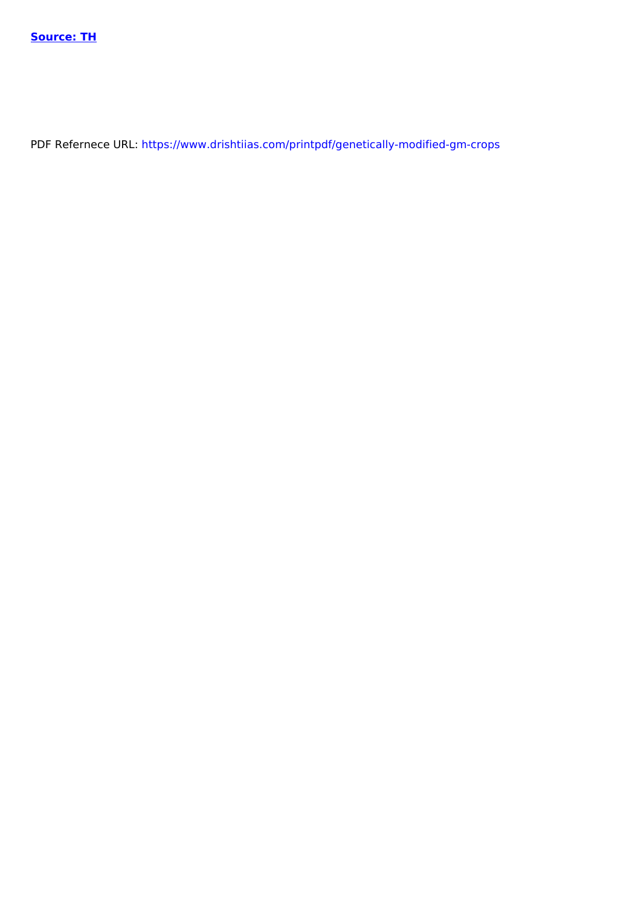**[Source: TH](#)**

PDF Refernece URL: https://www.drishtiias.com/printpdf/genetically-modified-gm-crops